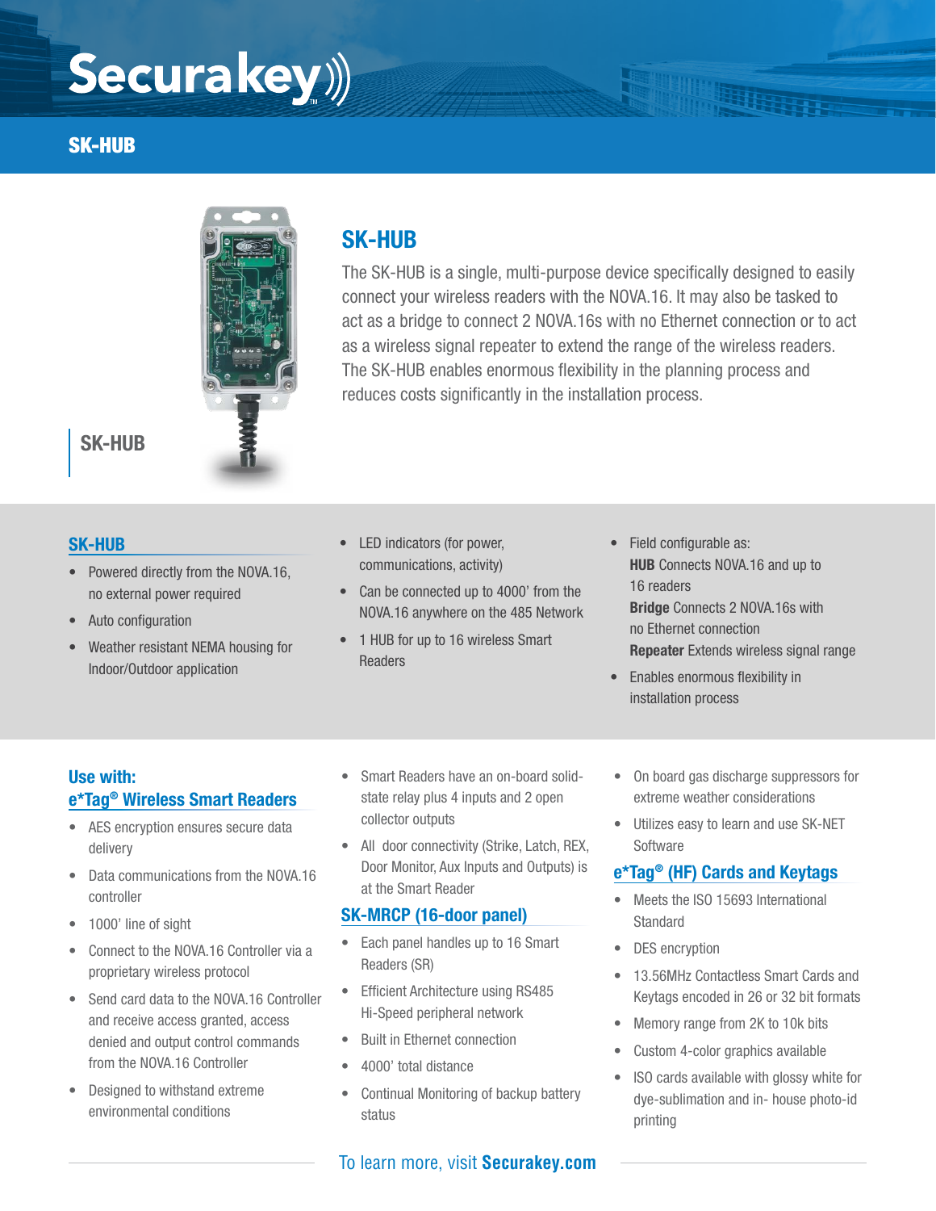# Securakey

## SK-HUB

SK-HUB

## SK-HUB

The SK-HUB is a single, multi-purpose device specifically designed to easily connect your wireless readers with the NOVA.16. It may also be tasked to act as a bridge to connect 2 NOVA.16s with no Ethernet connection or to act as a wireless signal repeater to extend the range of the wireless readers. The SK-HUB enables enormous flexibility in the planning process and reduces costs significantly in the installation process.

### SK-HUB

- Powered directly from the NOVA.16, no external power required
- Auto configuration
- Weather resistant NEMA housing for Indoor/Outdoor application
- LED indicators (for power, communications, activity)
- Can be connected up to 4000' from the NOVA.16 anywhere on the 485 Network
- 1 HUB for up to 16 wireless Smart Readers
- Field configurable as:
  **HUB** Connects NOVA.16 and up to 16 readers
  **Bridge** Connects 2 NOVA.16s with no Ethernet connection
  **Repeater** Extends wireless signal range
- Enables enormous flexibility in installation process

### Use with: e*Tag® Wireless Smart Readers

- AES encryption ensures secure data delivery
- Data communications from the NOVA.16 controller
- 1000' line of sight
- Connect to the NOVA.16 Controller via a proprietary wireless protocol
- Send card data to the NOVA.16 Controller and receive access granted, access denied and output control commands from the NOVA.16 Controller
- Designed to withstand extreme environmental conditions
- Smart Readers have an on-board solid-state relay plus 4 inputs and 2 open collector outputs
- All door connectivity (Strike, Latch, REX, Door Monitor, Aux Inputs and Outputs) is at the Smart Reader

### SK-MRCP (16-door panel)

- Each panel handles up to 16 Smart Readers (SR)
- Efficient Architecture using RS485 Hi-Speed peripheral network
- Built in Ethernet connection
- 4000' total distance
- Continual Monitoring of backup battery status
- On board gas discharge suppressors for extreme weather considerations
- Utilizes easy to learn and use SK-NET Software

### e*Tag® (HF) Cards and Keytags

- Meets the ISO 15693 International Standard
- DES encryption
- 13.56MHz Contactless Smart Cards and Keytags encoded in 26 or 32 bit formats
- Memory range from 2K to 10k bits
- Custom 4-color graphics available
- ISO cards available with glossy white for dye-sublimation and in- house photo-id printing

To learn more, visit **Securakey.com**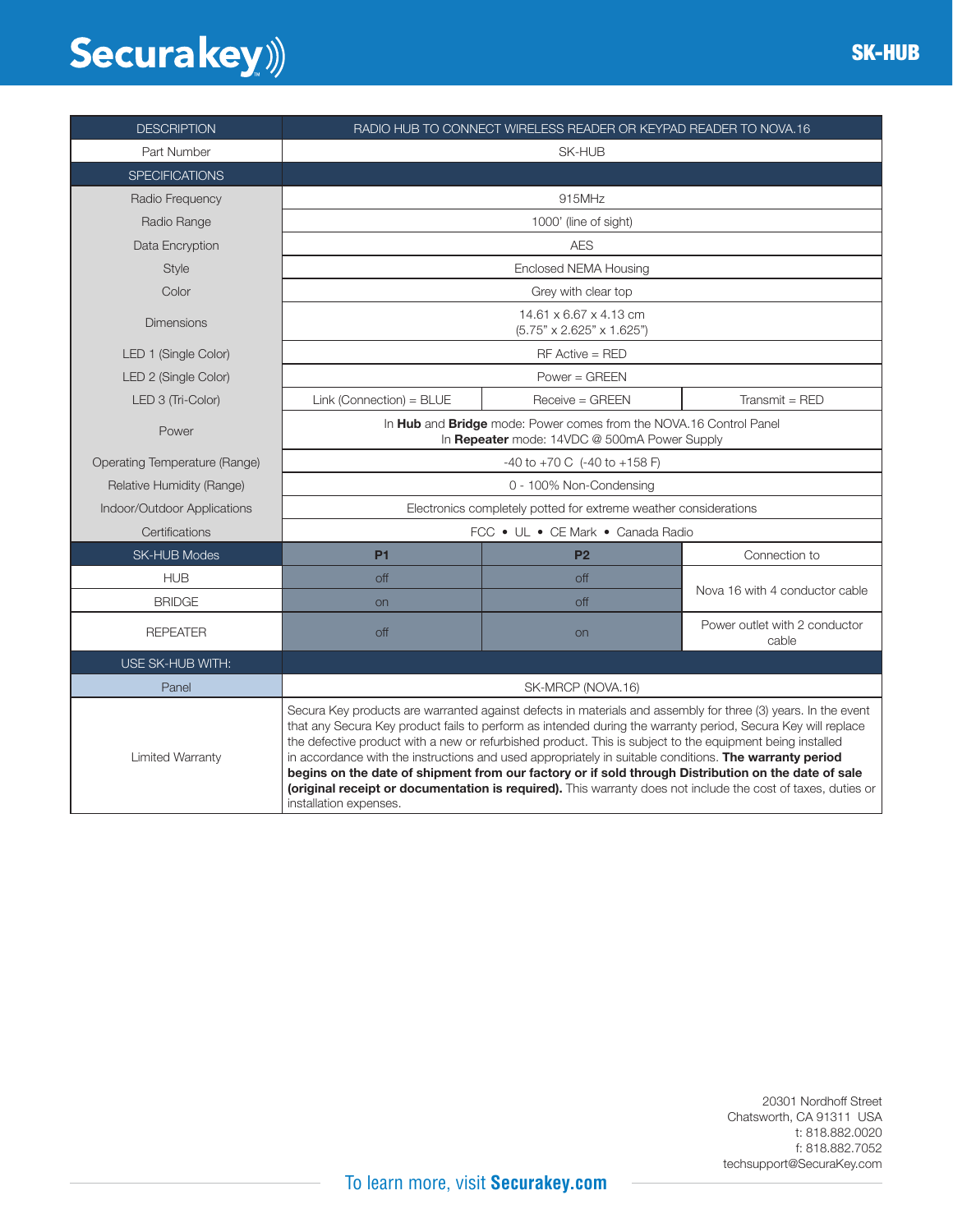# Securakey

## SK-HUB

| DESCRIPTION | RADIO HUB TO CONNECT WIRELESS READER OR KEYPAD READER TO NOVA.16 | | |
|---|---|---|---|
| Part Number | SK-HUB | | |
| **SPECIFICATIONS** | | | |
| Radio Frequency | 915MHz | | |
| Radio Range | 1000' (line of sight) | | |
| Data Encryption | AES | | |
| Style | Enclosed NEMA Housing | | |
| Color | Grey with clear top | | |
| Dimensions | 14.61 x 6.67 x 4.13 cm (5.75" x 2.625" x 1.625") | | |
| LED 1 (Single Color) | RF Active = RED | | |
| LED 2 (Single Color) | Power = GREEN | | |
| LED 3 (Tri-Color) | Link (Connection) = BLUE | Receive = GREEN | Transmit = RED |
| Power | In **Hub** and **Bridge** mode: Power comes from the NOVA.16 Control Panel<br>In **Repeater** mode: 14VDC @ 500mA Power Supply | | |
| Operating Temperature (Range) | -40 to +70 C (-40 to +158 F) | | |
| Relative Humidity (Range) | 0 - 100% Non-Condensing | | |
| Indoor/Outdoor Applications | Electronics completely potted for extreme weather considerations | | |
| Certifications | FCC • UL • CE Mark • Canada Radio | | |
| **SK-HUB Modes** | **P1** | **P2** | Connection to |
| HUB | off | off | Nova 16 with 4 conductor cable |
| BRIDGE | on | off | |
| REPEATER | off | on | Power outlet with 2 conductor cable |
| **USE SK-HUB WITH:** | | | |
| Panel | SK-MRCP (NOVA.16) | | |
| Limited Warranty | Secura Key products are warranted against defects in materials and assembly for three (3) years. In the event that any Secura Key product fails to perform as intended during the warranty period, Secura Key will replace the defective product with a new or refurbished product. This is subject to the equipment being installed in accordance with the instructions and used appropriately in suitable conditions. **The warranty period begins on the date of shipment from our factory or if sold through Distribution on the date of sale (original receipt or documentation is required).** This warranty does not include the cost of taxes, duties or installation expenses. | | |

20301 Nordhoff Street
Chatsworth, CA 91311 USA
t: 818.882.0020
f: 818.882.7052
techsupport@SecuraKey.com

To learn more, visit **Securakey.com**